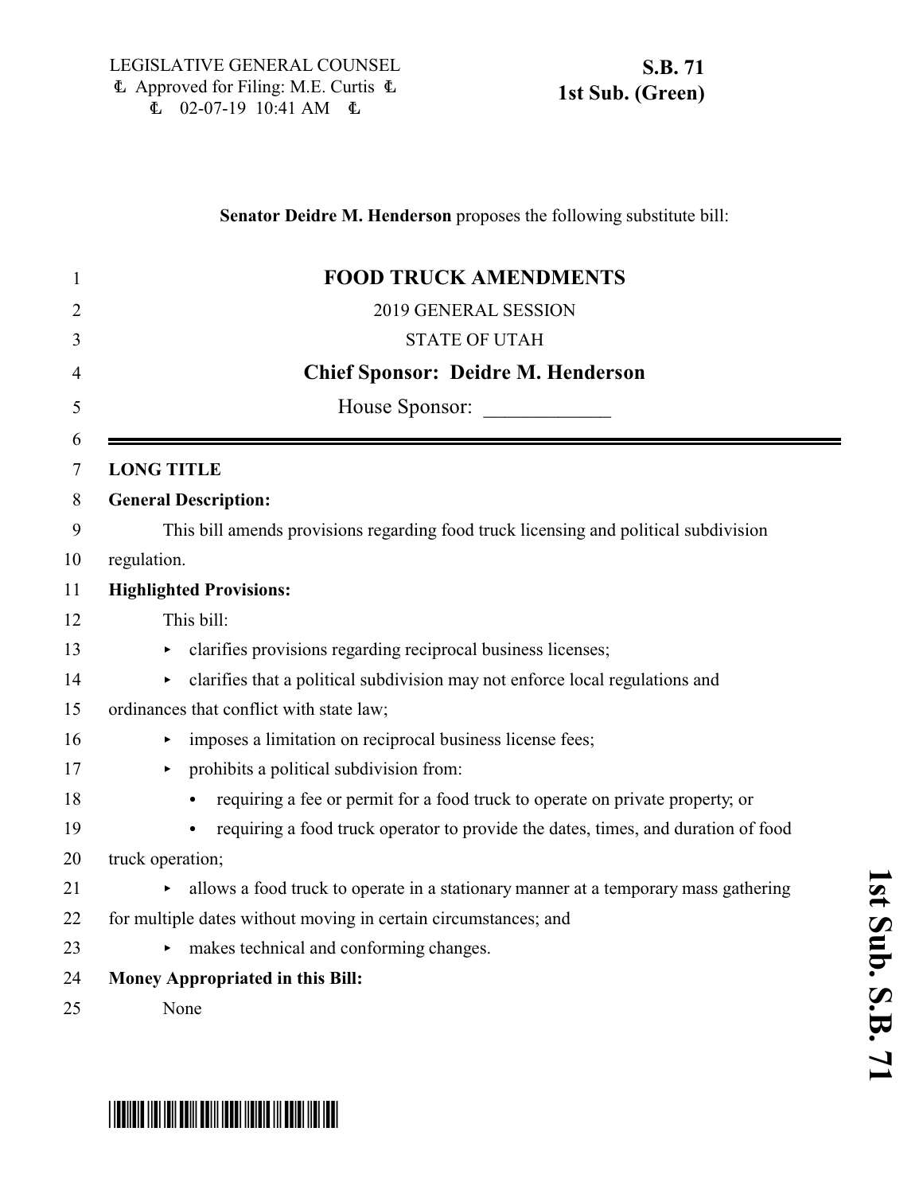LEGISLATIVE GENERAL COUNSEL
Approved for Filing: M.E. Curtis
02-07-19 10:41 AM

**S.B. 71**
**1st Sub. (Green)**

**Senator Deidre M. Henderson** proposes the following substitute bill:

# FOOD TRUCK AMENDMENTS

2019 GENERAL SESSION

STATE OF UTAH

**Chief Sponsor: Deidre M. Henderson**

House Sponsor: ____________

**LONG TITLE**

**General Description:**

This bill amends provisions regarding food truck licensing and political subdivision regulation.

**Highlighted Provisions:**

This bill:

- clarifies provisions regarding reciprocal business licenses;
- clarifies that a political subdivision may not enforce local regulations and ordinances that conflict with state law;
- imposes a limitation on reciprocal business license fees;
- prohibits a political subdivision from:
  - requiring a fee or permit for a food truck to operate on private property; or
  - requiring a food truck operator to provide the dates, times, and duration of food truck operation;
- allows a food truck to operate in a stationary manner at a temporary mass gathering for multiple dates without moving in certain circumstances; and
- makes technical and conforming changes.

**Money Appropriated in this Bill:**

None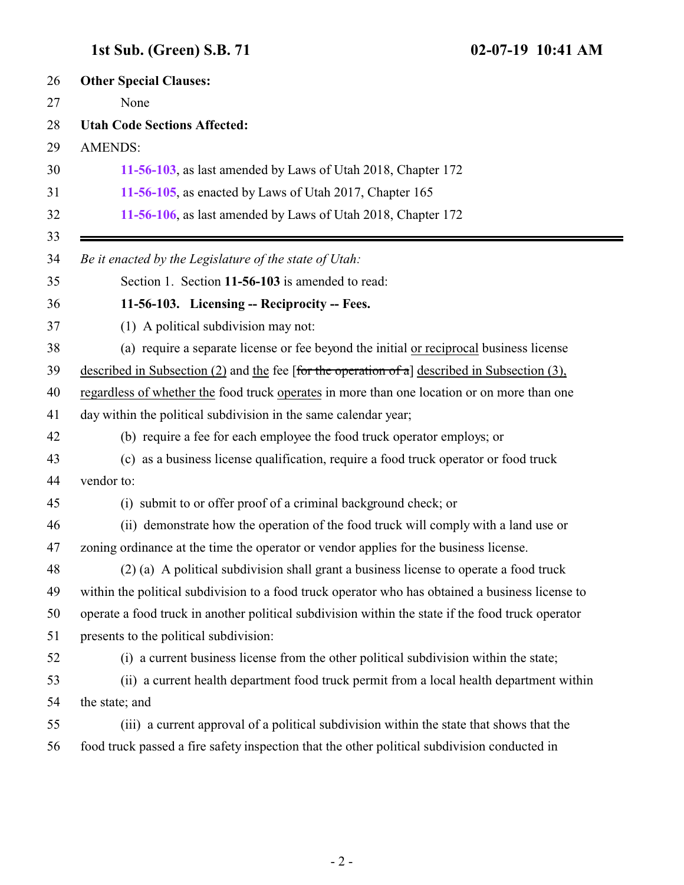**Other Special Clauses:**

None

**Utah Code Sections Affected:**

AMENDS:

**11-56-103**, as last amended by Laws of Utah 2018, Chapter 172

**11-56-105**, as enacted by Laws of Utah 2017, Chapter 165

**11-56-106**, as last amended by Laws of Utah 2018, Chapter 172

---

*Be it enacted by the Legislature of the state of Utah:*

Section 1. Section **11-56-103** is amended to read:

**11-56-103. Licensing -- Reciprocity -- Fees.**

(1) A political subdivision may not:

(a) require a separate license or fee beyond the initial <u>or reciprocal</u> business license <u>described in Subsection (2)</u> and <u>the</u> fee [~~for the operation of a~~] <u>described in Subsection (3), regardless of whether the</u> food truck <u>operates</u> in more than one location or on more than one day within the political subdivision in the same calendar year;

(b) require a fee for each employee the food truck operator employs; or

(c) as a business license qualification, require a food truck operator or food truck vendor to:

(i) submit to or offer proof of a criminal background check; or

(ii) demonstrate how the operation of the food truck will comply with a land use or zoning ordinance at the time the operator or vendor applies for the business license.

(2) (a) A political subdivision shall grant a business license to operate a food truck within the political subdivision to a food truck operator who has obtained a business license to operate a food truck in another political subdivision within the state if the food truck operator presents to the political subdivision:

(i) a current business license from the other political subdivision within the state;

(ii) a current health department food truck permit from a local health department within the state; and

(iii) a current approval of a political subdivision within the state that shows that the food truck passed a fire safety inspection that the other political subdivision conducted in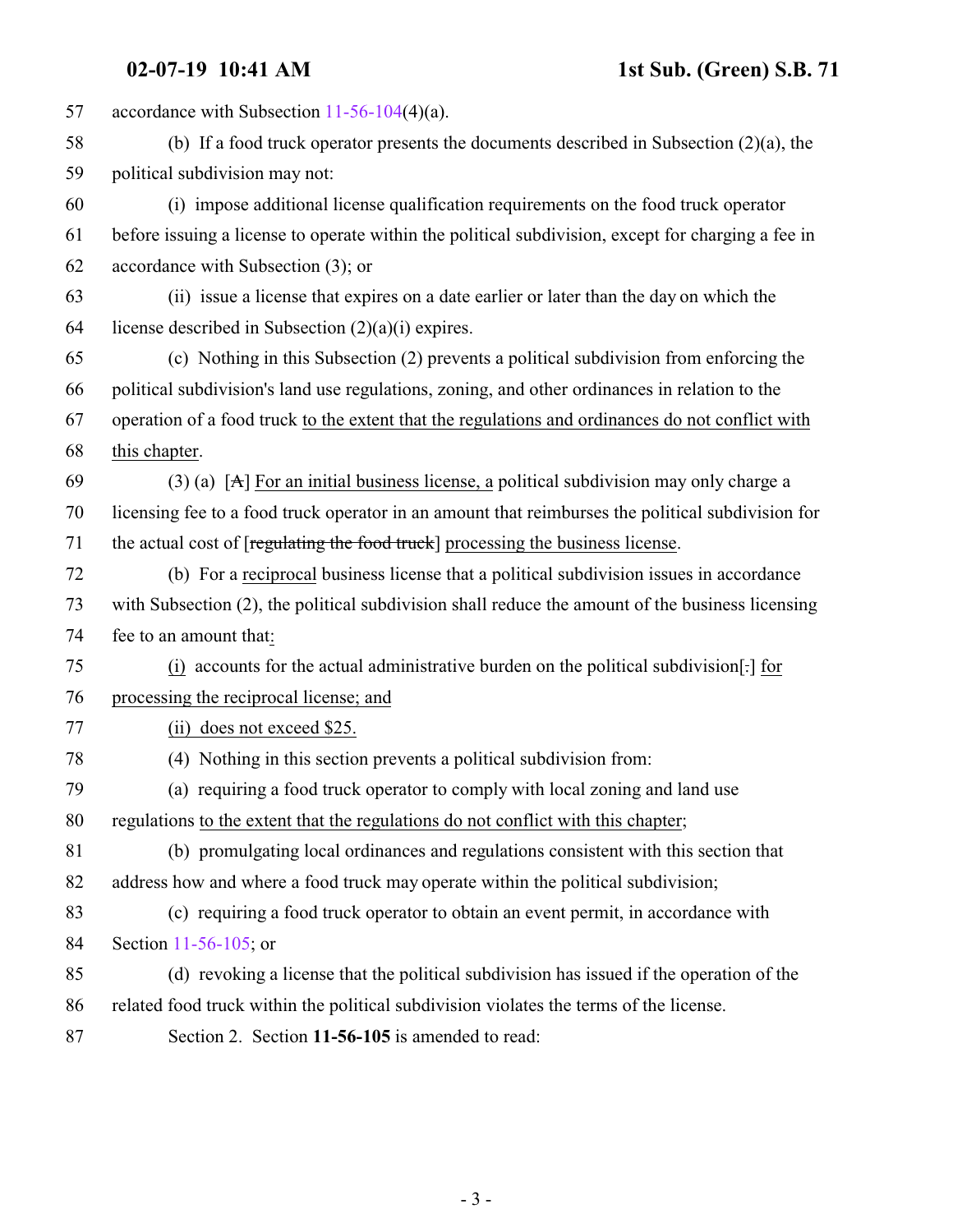57 accordance with Subsection 11-56-104(4)(a).

58 (b) If a food truck operator presents the documents described in Subsection (2)(a), the

59 political subdivision may not:

60 (i) impose additional license qualification requirements on the food truck operator

61 before issuing a license to operate within the political subdivision, except for charging a fee in

62 accordance with Subsection (3); or

63 (ii) issue a license that expires on a date earlier or later than the day on which the

64 license described in Subsection (2)(a)(i) expires.

65 (c) Nothing in this Subsection (2) prevents a political subdivision from enforcing the

66 political subdivision's land use regulations, zoning, and other ordinances in relation to the

67 operation of a food truck <u>to the extent that the regulations and ordinances do not conflict with</u>

68 <u>this chapter</u>.

69 (3) (a) [~~A~~] <u>For an initial business license, a</u> political subdivision may only charge a

70 licensing fee to a food truck operator in an amount that reimburses the political subdivision for

71 the actual cost of [~~regulating the food truck~~] <u>processing the business license</u>.

72 (b) For a <u>reciprocal</u> business license that a political subdivision issues in accordance

73 with Subsection (2), the political subdivision shall reduce the amount of the business licensing

74 fee to an amount that<u>:</u>

75 <u>(i)</u> accounts for the actual administrative burden on the political subdivision[~~.~~] <u>for</u>

76 <u>processing the reciprocal license; and</u>

77 <u>(ii) does not exceed $25.</u>

78 (4) Nothing in this section prevents a political subdivision from:

79 (a) requiring a food truck operator to comply with local zoning and land use

80 regulations <u>to the extent that the regulations do not conflict with this chapter;</u>

81 (b) promulgating local ordinances and regulations consistent with this section that

82 address how and where a food truck may operate within the political subdivision;

83 (c) requiring a food truck operator to obtain an event permit, in accordance with

84 Section 11-56-105; or

85 (d) revoking a license that the political subdivision has issued if the operation of the

86 related food truck within the political subdivision violates the terms of the license.

87 Section 2. Section **11-56-105** is amended to read: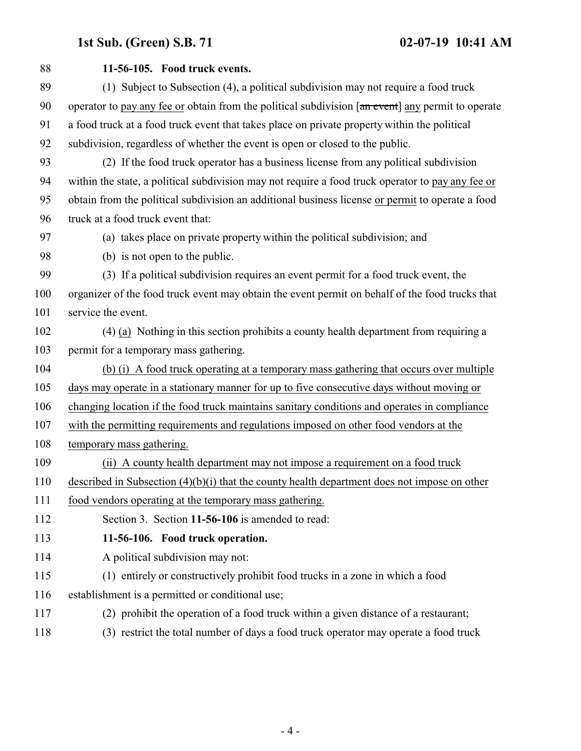**11-56-105. Food truck events.**

(1) Subject to Subsection (4), a political subdivision may not require a food truck operator to <u>pay any fee or</u> obtain from the political subdivision [~~an event~~] <u>any</u> permit to operate a food truck at a food truck event that takes place on private property within the political subdivision, regardless of whether the event is open or closed to the public.

(2) If the food truck operator has a business license from any political subdivision within the state, a political subdivision may not require a food truck operator to <u>pay any fee or</u> obtain from the political subdivision an additional business license <u>or permit</u> to operate a food truck at a food truck event that:

(a) takes place on private property within the political subdivision; and

(b) is not open to the public.

(3) If a political subdivision requires an event permit for a food truck event, the organizer of the food truck event may obtain the event permit on behalf of the food trucks that service the event.

(4) <u>(a)</u> Nothing in this section prohibits a county health department from requiring a permit for a temporary mass gathering.

<u>(b) (i) A food truck operating at a temporary mass gathering that occurs over multiple days may operate in a stationary manner for up to five consecutive days without moving or changing location if the food truck maintains sanitary conditions and operates in compliance with the permitting requirements and regulations imposed on other food vendors at the temporary mass gathering.</u>

<u>(ii) A county health department may not impose a requirement on a food truck described in Subsection (4)(b)(i) that the county health department does not impose on other food vendors operating at the temporary mass gathering.</u>

Section 3. Section **11-56-106** is amended to read:

**11-56-106. Food truck operation.**

A political subdivision may not:

(1) entirely or constructively prohibit food trucks in a zone in which a food establishment is a permitted or conditional use;

(2) prohibit the operation of a food truck within a given distance of a restaurant;

(3) restrict the total number of days a food truck operator may operate a food truck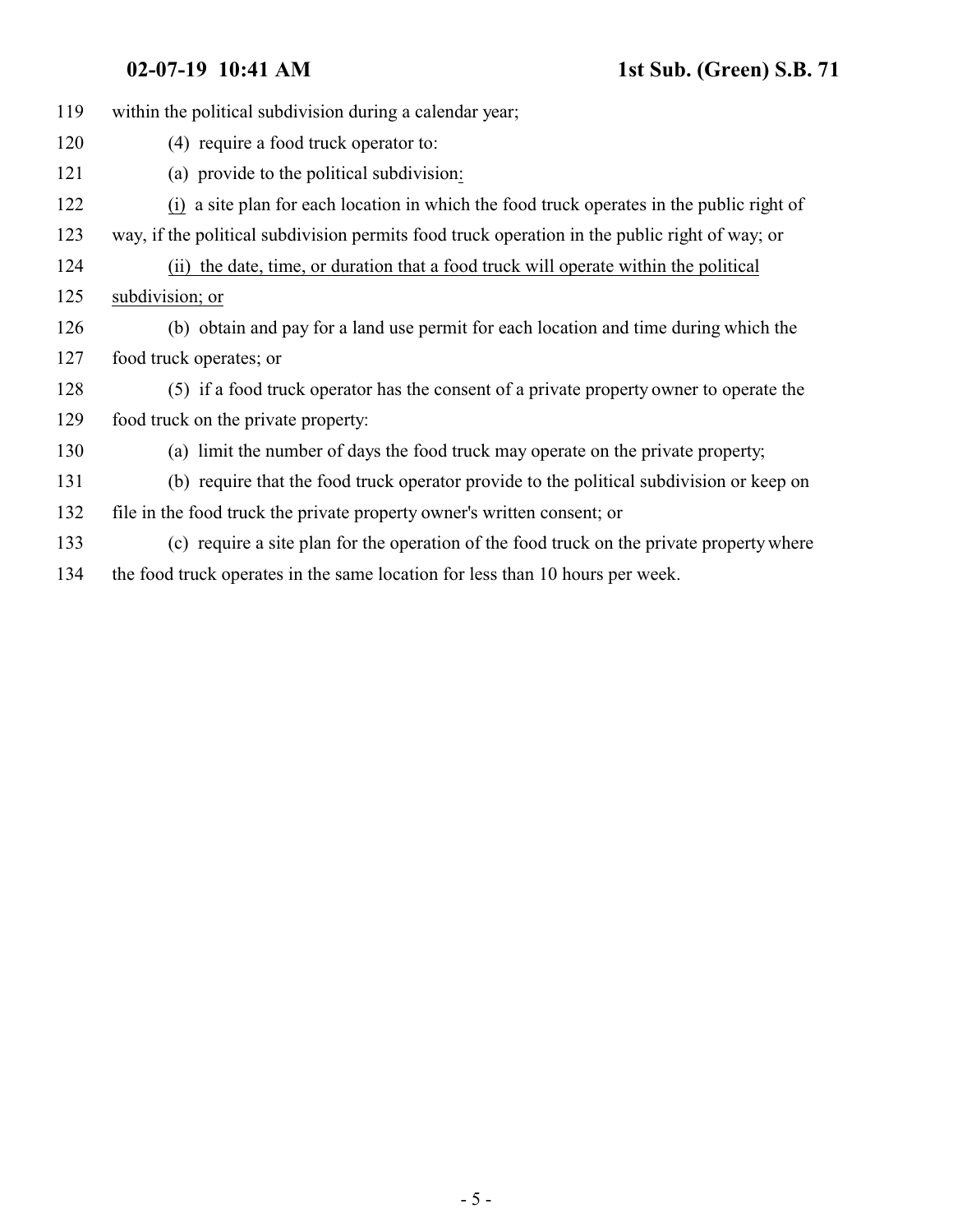119 within the political subdivision during a calendar year;

120 (4) require a food truck operator to:

121 (a) provide to the political subdivision:

122 (i) a site plan for each location in which the food truck operates in the public right of

123 way, if the political subdivision permits food truck operation in the public right of way; or

124 (ii) the date, time, or duration that a food truck will operate within the political

125 subdivision; or

126 (b) obtain and pay for a land use permit for each location and time during which the

127 food truck operates; or

128 (5) if a food truck operator has the consent of a private property owner to operate the

129 food truck on the private property:

130 (a) limit the number of days the food truck may operate on the private property;

131 (b) require that the food truck operator provide to the political subdivision or keep on

132 file in the food truck the private property owner's written consent; or

133 (c) require a site plan for the operation of the food truck on the private property where

134 the food truck operates in the same location for less than 10 hours per week.